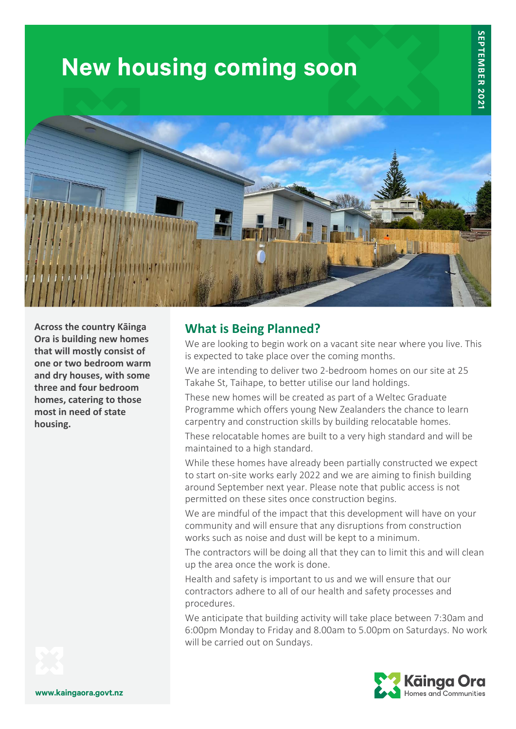# New housing coming soon

SEPTEMBER 2021

**Across the country Kāinga Ora is building new homes that will mostly consist of one or two bedroom warm and dry houses, with some three and four bedroom homes, catering to those most in need of state housing.**

## What is Being Planned?

We are looking to begin work on a vacant site near where you live. This is expected to take place over the coming months.

We are intending to deliver two 2-bedroom homes on our site at 25 Takahe St, Taihape, to better utilise our land holdings.

These new homes will be created as part of a Weltec Graduate Programme which offers young New Zealanders the chance to learn carpentry and construction skills by building relocatable homes.

These relocatable homes are built to a very high standard and will be maintained to a high standard.

While these homes have already been partially constructed we expect to start on-site works early 2022 and we are aiming to finish building around September next year. Please note that public access is not permitted on these sites once construction begins.

We are mindful of the impact that this development will have on your community and will ensure that any disruptions from construction works such as noise and dust will be kept to a minimum.

The contractors will be doing all that they can to limit this and will clean up the area once the work is done.

Health and safety is important to us and we will ensure that our contractors adhere to all of our health and safety processes and procedures.

We anticipate that building activity will take place between 7:30am and 6:00pm Monday to Friday and 8.00am to 5.00pm on Saturdays. No work will be carried out on Sundays.

www.kaingaora.govt.nz

Kāinga Ora Homes and Communities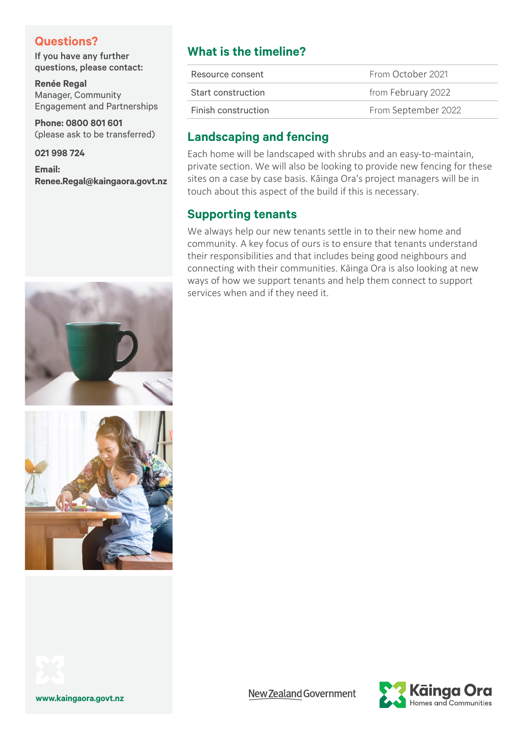## Questions?

If you have any further questions, please contact:

**Renée Regal**
Manager, Community Engagement and Partnerships

**Phone: 0800 801 601**
(please ask to be transferred)

**021 998 724**

**Email:**
**Renee.Regal@kaingaora.govt.nz**

## What is the timeline?

| | |
|---|---|
| Resource consent | From October 2021 |
| Start construction | from February 2022 |
| Finish construction | From September 2022 |

## Landscaping and fencing

Each home will be landscaped with shrubs and an easy-to-maintain, private section. We will also be looking to provide new fencing for these sites on a case by case basis. Kāinga Ora's project managers will be in touch about this aspect of the build if this is necessary.

## Supporting tenants

We always help our new tenants settle in to their new home and community. A key focus of ours is to ensure that tenants understand their responsibilities and that includes being good neighbours and connecting with their communities. Kāinga Ora is also looking at new ways of how we support tenants and help them connect to support services when and if they need it.

www.kaingaora.govt.nz

New Zealand Government

Kāinga Ora Homes and Communities